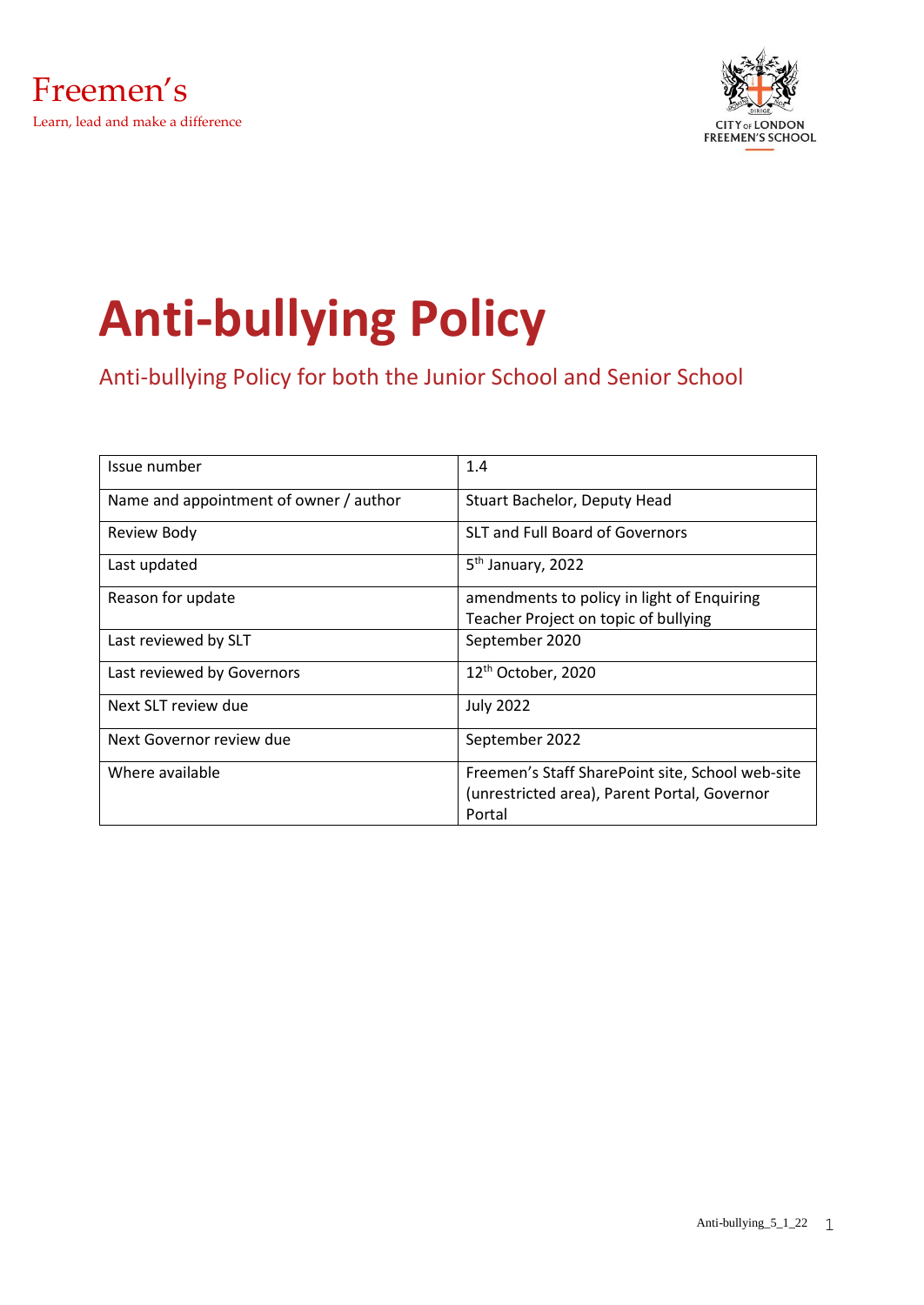Freemen's

Learn, lead and make a difference

CITY OF LONDON FREEMEN'S SCHOOL

# Anti-bullying Policy

## Anti-bullying Policy for both the Junior School and Senior School

| | |
|---|---|
| Issue number | 1.4 |
| Name and appointment of owner / author | Stuart Bachelor, Deputy Head |
| Review Body | SLT and Full Board of Governors |
| Last updated | 5th January, 2022 |
| Reason for update | amendments to policy in light of Enquiring Teacher Project on topic of bullying |
| Last reviewed by SLT | September 2020 |
| Last reviewed by Governors | 12th October, 2020 |
| Next SLT review due | July 2022 |
| Next Governor review due | September 2022 |
| Where available | Freemen's Staff SharePoint site, School web-site (unrestricted area), Parent Portal, Governor Portal |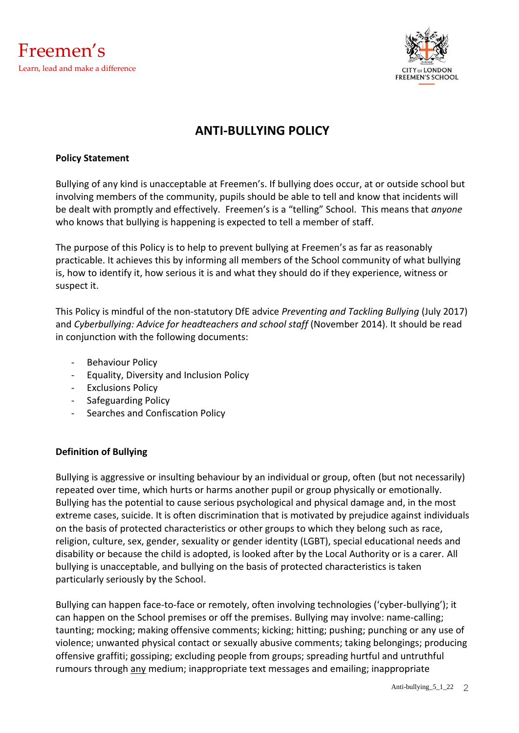# ANTI-BULLYING POLICY

**Policy Statement**

Bullying of any kind is unacceptable at Freemen's. If bullying does occur, at or outside school but involving members of the community, pupils should be able to tell and know that incidents will be dealt with promptly and effectively. Freemen's is a "telling" School. This means that *anyone* who knows that bullying is happening is expected to tell a member of staff.

The purpose of this Policy is to help to prevent bullying at Freemen's as far as reasonably practicable. It achieves this by informing all members of the School community of what bullying is, how to identify it, how serious it is and what they should do if they experience, witness or suspect it.

This Policy is mindful of the non-statutory DfE advice *Preventing and Tackling Bullying* (July 2017) and *Cyberbullying: Advice for headteachers and school staff* (November 2014). It should be read in conjunction with the following documents:

- Behaviour Policy
- Equality, Diversity and Inclusion Policy
- Exclusions Policy
- Safeguarding Policy
- Searches and Confiscation Policy

**Definition of Bullying**

Bullying is aggressive or insulting behaviour by an individual or group, often (but not necessarily) repeated over time, which hurts or harms another pupil or group physically or emotionally. Bullying has the potential to cause serious psychological and physical damage and, in the most extreme cases, suicide. It is often discrimination that is motivated by prejudice against individuals on the basis of protected characteristics or other groups to which they belong such as race, religion, culture, sex, gender, sexuality or gender identity (LGBT), special educational needs and disability or because the child is adopted, is looked after by the Local Authority or is a carer. All bullying is unacceptable, and bullying on the basis of protected characteristics is taken particularly seriously by the School.

Bullying can happen face-to-face or remotely, often involving technologies ('cyber-bullying'); it can happen on the School premises or off the premises. Bullying may involve: name-calling; taunting; mocking; making offensive comments; kicking; hitting; pushing; punching or any use of violence; unwanted physical contact or sexually abusive comments; taking belongings; producing offensive graffiti; gossiping; excluding people from groups; spreading hurtful and untruthful rumours through any medium; inappropriate text messages and emailing; inappropriate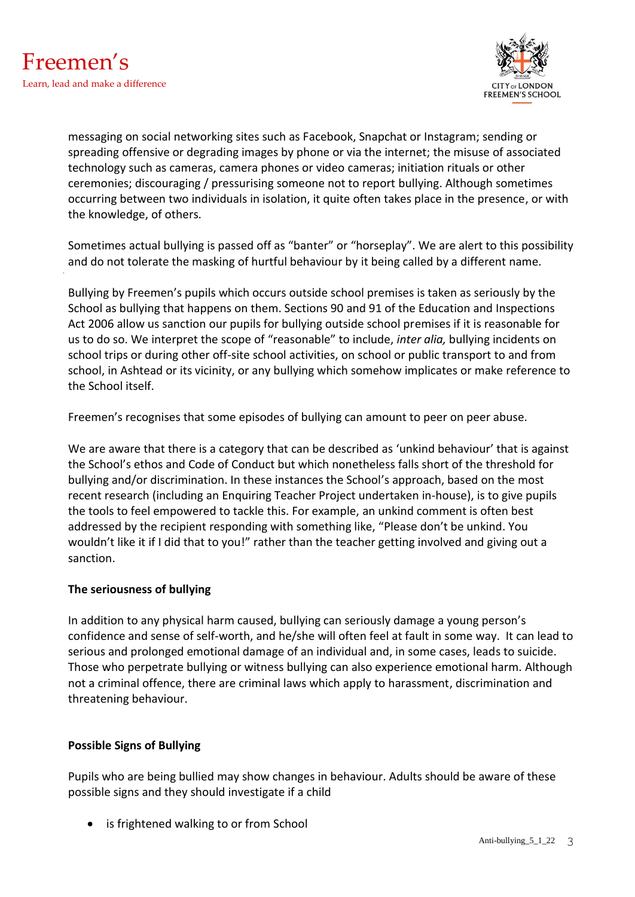messaging on social networking sites such as Facebook, Snapchat or Instagram; sending or spreading offensive or degrading images by phone or via the internet; the misuse of associated technology such as cameras, camera phones or video cameras; initiation rituals or other ceremonies; discouraging / pressurising someone not to report bullying. Although sometimes occurring between two individuals in isolation, it quite often takes place in the presence, or with the knowledge, of others.

Sometimes actual bullying is passed off as "banter" or "horseplay". We are alert to this possibility and do not tolerate the masking of hurtful behaviour by it being called by a different name.

Bullying by Freemen's pupils which occurs outside school premises is taken as seriously by the School as bullying that happens on them. Sections 90 and 91 of the Education and Inspections Act 2006 allow us sanction our pupils for bullying outside school premises if it is reasonable for us to do so. We interpret the scope of "reasonable" to include, *inter alia,* bullying incidents on school trips or during other off-site school activities, on school or public transport to and from school, in Ashtead or its vicinity, or any bullying which somehow implicates or make reference to the School itself.

Freemen's recognises that some episodes of bullying can amount to peer on peer abuse.

We are aware that there is a category that can be described as 'unkind behaviour' that is against the School's ethos and Code of Conduct but which nonetheless falls short of the threshold for bullying and/or discrimination. In these instances the School's approach, based on the most recent research (including an Enquiring Teacher Project undertaken in-house), is to give pupils the tools to feel empowered to tackle this. For example, an unkind comment is often best addressed by the recipient responding with something like, "Please don't be unkind. You wouldn't like it if I did that to you!" rather than the teacher getting involved and giving out a sanction.

**The seriousness of bullying**

In addition to any physical harm caused, bullying can seriously damage a young person's confidence and sense of self-worth, and he/she will often feel at fault in some way. It can lead to serious and prolonged emotional damage of an individual and, in some cases, leads to suicide. Those who perpetrate bullying or witness bullying can also experience emotional harm. Although not a criminal offence, there are criminal laws which apply to harassment, discrimination and threatening behaviour.

**Possible Signs of Bullying**

Pupils who are being bullied may show changes in behaviour. Adults should be aware of these possible signs and they should investigate if a child

- is frightened walking to or from School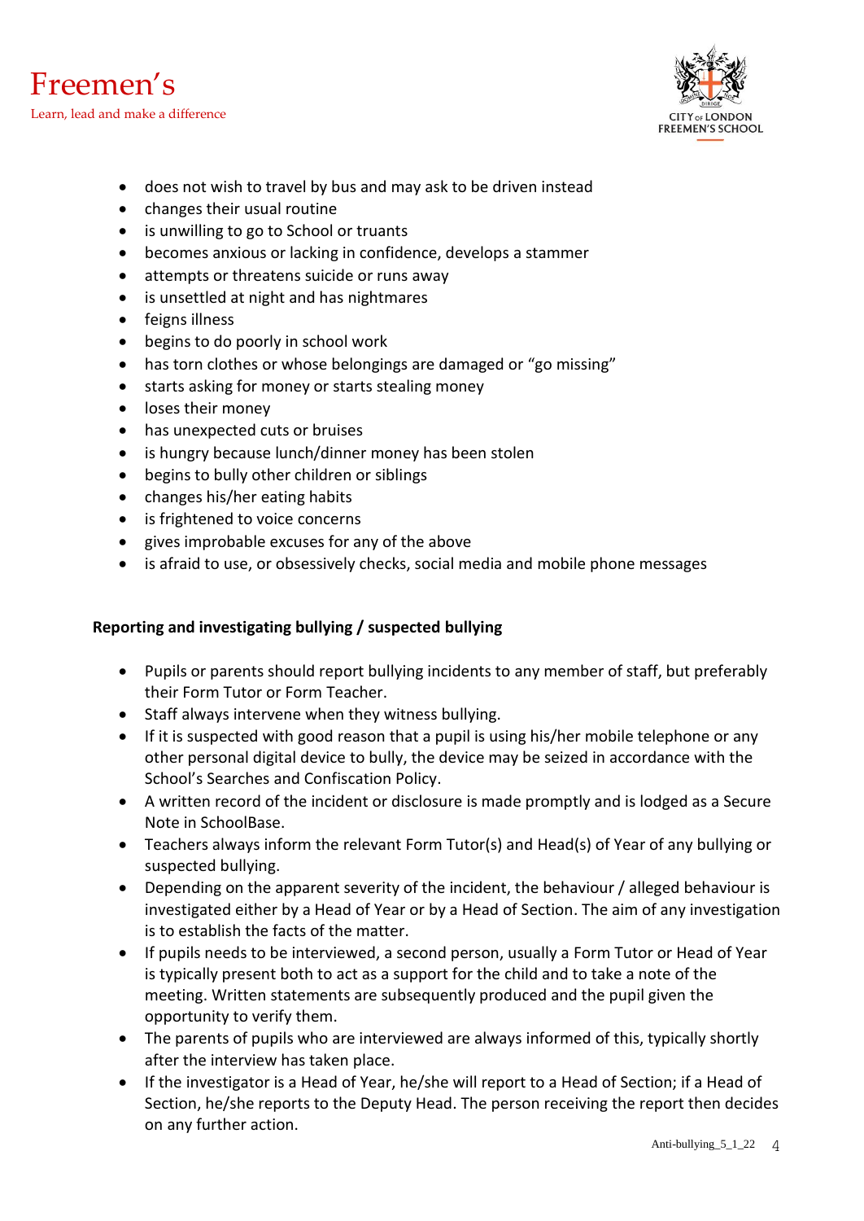- does not wish to travel by bus and may ask to be driven instead
- changes their usual routine
- is unwilling to go to School or truants
- becomes anxious or lacking in confidence, develops a stammer
- attempts or threatens suicide or runs away
- is unsettled at night and has nightmares
- feigns illness
- begins to do poorly in school work
- has torn clothes or whose belongings are damaged or "go missing"
- starts asking for money or starts stealing money
- loses their money
- has unexpected cuts or bruises
- is hungry because lunch/dinner money has been stolen
- begins to bully other children or siblings
- changes his/her eating habits
- is frightened to voice concerns
- gives improbable excuses for any of the above
- is afraid to use, or obsessively checks, social media and mobile phone messages

**Reporting and investigating bullying / suspected bullying**

- Pupils or parents should report bullying incidents to any member of staff, but preferably their Form Tutor or Form Teacher.
- Staff always intervene when they witness bullying.
- If it is suspected with good reason that a pupil is using his/her mobile telephone or any other personal digital device to bully, the device may be seized in accordance with the School's Searches and Confiscation Policy.
- A written record of the incident or disclosure is made promptly and is lodged as a Secure Note in SchoolBase.
- Teachers always inform the relevant Form Tutor(s) and Head(s) of Year of any bullying or suspected bullying.
- Depending on the apparent severity of the incident, the behaviour / alleged behaviour is investigated either by a Head of Year or by a Head of Section. The aim of any investigation is to establish the facts of the matter.
- If pupils needs to be interviewed, a second person, usually a Form Tutor or Head of Year is typically present both to act as a support for the child and to take a note of the meeting. Written statements are subsequently produced and the pupil given the opportunity to verify them.
- The parents of pupils who are interviewed are always informed of this, typically shortly after the interview has taken place.
- If the investigator is a Head of Year, he/she will report to a Head of Section; if a Head of Section, he/she reports to the Deputy Head. The person receiving the report then decides on any further action.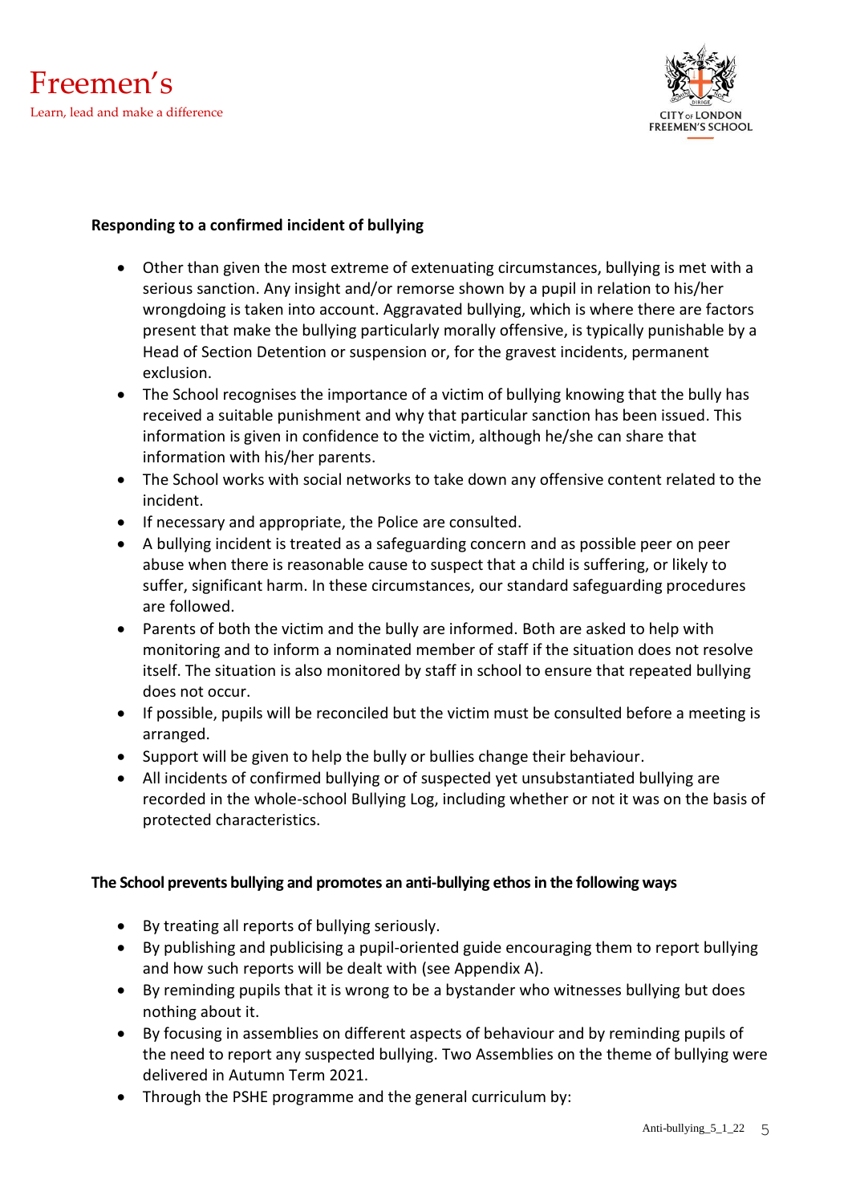**Responding to a confirmed incident of bullying**

- Other than given the most extreme of extenuating circumstances, bullying is met with a serious sanction. Any insight and/or remorse shown by a pupil in relation to his/her wrongdoing is taken into account. Aggravated bullying, which is where there are factors present that make the bullying particularly morally offensive, is typically punishable by a Head of Section Detention or suspension or, for the gravest incidents, permanent exclusion.
- The School recognises the importance of a victim of bullying knowing that the bully has received a suitable punishment and why that particular sanction has been issued. This information is given in confidence to the victim, although he/she can share that information with his/her parents.
- The School works with social networks to take down any offensive content related to the incident.
- If necessary and appropriate, the Police are consulted.
- A bullying incident is treated as a safeguarding concern and as possible peer on peer abuse when there is reasonable cause to suspect that a child is suffering, or likely to suffer, significant harm. In these circumstances, our standard safeguarding procedures are followed.
- Parents of both the victim and the bully are informed. Both are asked to help with monitoring and to inform a nominated member of staff if the situation does not resolve itself. The situation is also monitored by staff in school to ensure that repeated bullying does not occur.
- If possible, pupils will be reconciled but the victim must be consulted before a meeting is arranged.
- Support will be given to help the bully or bullies change their behaviour.
- All incidents of confirmed bullying or of suspected yet unsubstantiated bullying are recorded in the whole-school Bullying Log, including whether or not it was on the basis of protected characteristics.

**The School prevents bullying and promotes an anti-bullying ethos in the following ways**

- By treating all reports of bullying seriously.
- By publishing and publicising a pupil-oriented guide encouraging them to report bullying and how such reports will be dealt with (see Appendix A).
- By reminding pupils that it is wrong to be a bystander who witnesses bullying but does nothing about it.
- By focusing in assemblies on different aspects of behaviour and by reminding pupils of the need to report any suspected bullying. Two Assemblies on the theme of bullying were delivered in Autumn Term 2021.
- Through the PSHE programme and the general curriculum by: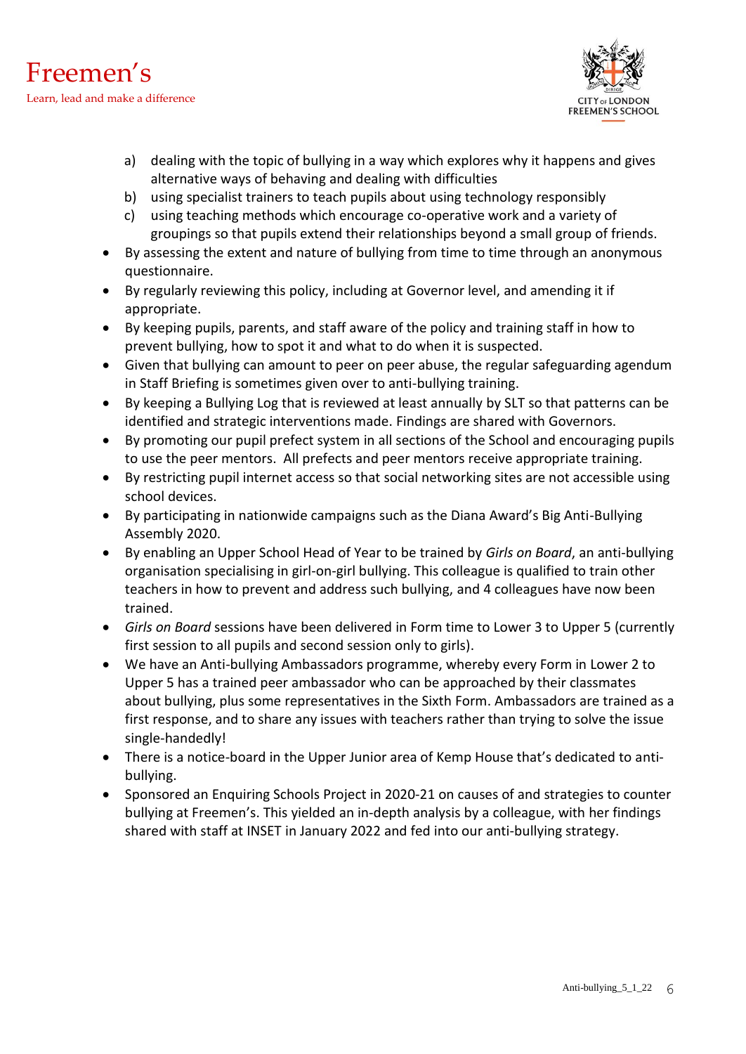a) dealing with the topic of bullying in a way which explores why it happens and gives alternative ways of behaving and dealing with difficulties
b) using specialist trainers to teach pupils about using technology responsibly
c) using teaching methods which encourage co-operative work and a variety of groupings so that pupils extend their relationships beyond a small group of friends.

- By assessing the extent and nature of bullying from time to time through an anonymous questionnaire.
- By regularly reviewing this policy, including at Governor level, and amending it if appropriate.
- By keeping pupils, parents, and staff aware of the policy and training staff in how to prevent bullying, how to spot it and what to do when it is suspected.
- Given that bullying can amount to peer on peer abuse, the regular safeguarding agenda in Staff Briefing is sometimes given over to anti-bullying training.
- By keeping a Bullying Log that is reviewed at least annually by SLT so that patterns can be identified and strategic interventions made. Findings are shared with Governors.
- By promoting our pupil prefect system in all sections of the School and encouraging pupils to use the peer mentors. All prefects and peer mentors receive appropriate training.
- By restricting pupil internet access so that social networking sites are not accessible using school devices.
- By participating in nationwide campaigns such as the Diana Award's Big Anti-Bullying Assembly 2020.
- By enabling an Upper School Head of Year to be trained by *Girls on Board*, an anti-bullying organisation specialising in girl-on-girl bullying. This colleague is qualified to train other teachers in how to prevent and address such bullying, and 4 colleagues have now been trained.
- *Girls on Board* sessions have been delivered in Form time to Lower 3 to Upper 5 (currently first session to all pupils and second session only to girls).
- We have an Anti-bullying Ambassadors programme, whereby every Form in Lower 2 to Upper 5 has a trained peer ambassador who can be approached by their classmates about bullying, plus some representatives in the Sixth Form. Ambassadors are trained as a first response, and to share any issues with teachers rather than trying to solve the issue single-handedly!
- There is a notice-board in the Upper Junior area of Kemp House that's dedicated to anti-bullying.
- Sponsored an Enquiring Schools Project in 2020-21 on causes of and strategies to counter bullying at Freemen's. This yielded an in-depth analysis by a colleague, with her findings shared with staff at INSET in January 2022 and fed into our anti-bullying strategy.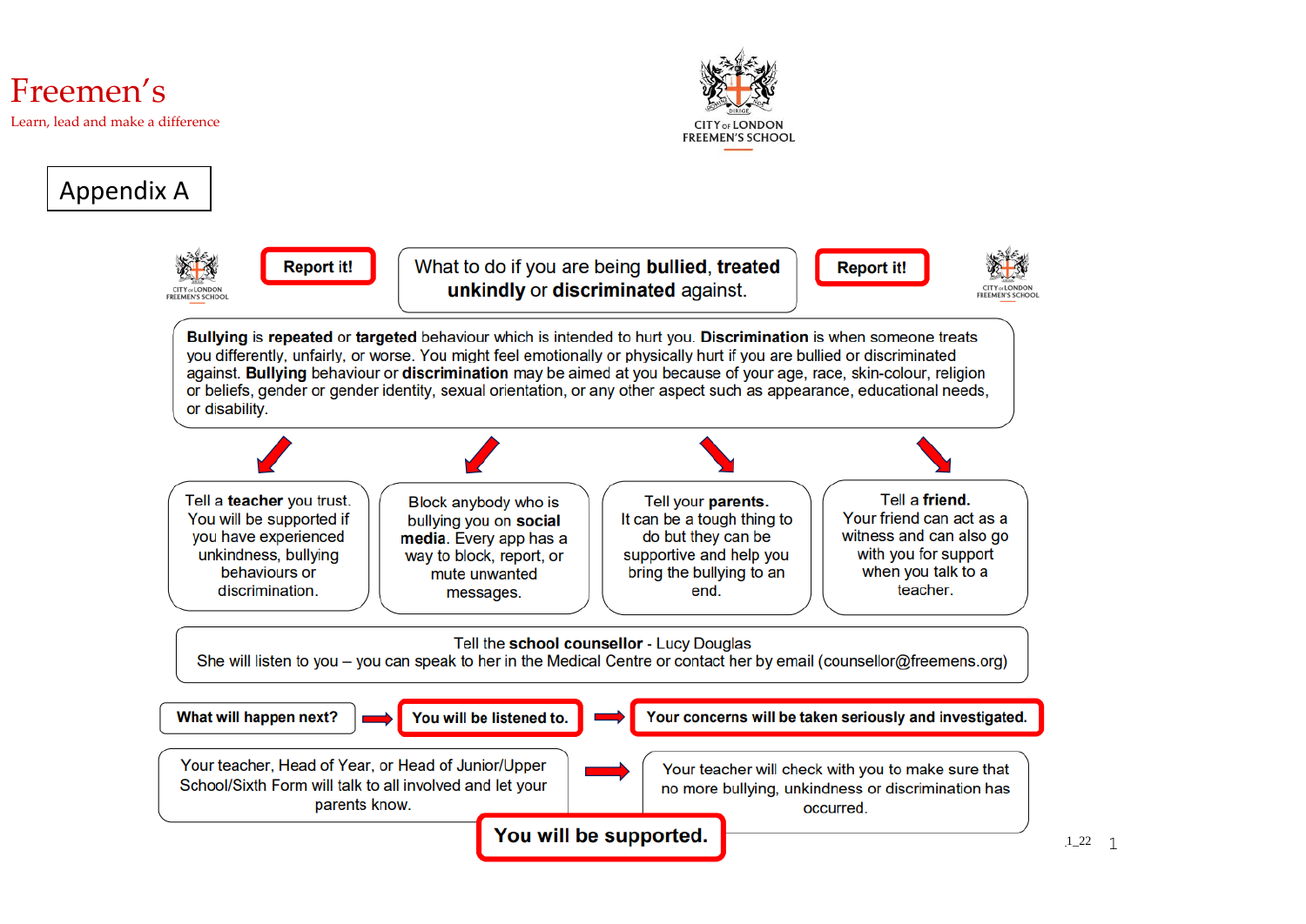Freemen's

Learn, lead and make a difference

CITY OF LONDON FREEMEN'S SCHOOL

## Appendix A

**Report it!**

# What to do if you are being **bullied**, **treated unkindly** or **discriminated** against.

**Report it!**

**Bullying** is **repeated** or **targeted** behaviour which is intended to hurt you. **Discrimination** is when someone treats you differently, unfairly, or worse. You might feel emotionally or physically hurt if you are bullied or discriminated against. **Bullying** behaviour or **discrimination** may be aimed at you because of your age, race, skin-colour, religion or beliefs, gender or gender identity, sexual orientation, or any other aspect such as appearance, educational needs, or disability.

- Tell a **teacher** you trust. You will be supported if you have experienced unkindness, bullying behaviours or discrimination.
- Block anybody who is bullying you on **social media**. Every app has a way to block, report, or mute unwanted messages.
- Tell your **parents**. It can be a tough thing to do but they can be supportive and help you bring the bullying to an end.
- Tell a **friend**. Your friend can act as a witness and can also go with you for support when you talk to a teacher.

Tell the **school counsellor** - Lucy Douglas
She will listen to you – you can speak to her in the Medical Centre or contact her by email (counsellor@freemens.org)

**What will happen next?** → **You will be listened to.** → **Your concerns will be taken seriously and investigated.**

Your teacher, Head of Year, or Head of Junior/Upper School/Sixth Form will talk to all involved and let your parents know. → Your teacher will check with you to make sure that no more bullying, unkindness or discrimination has occurred.

**You will be supported.**